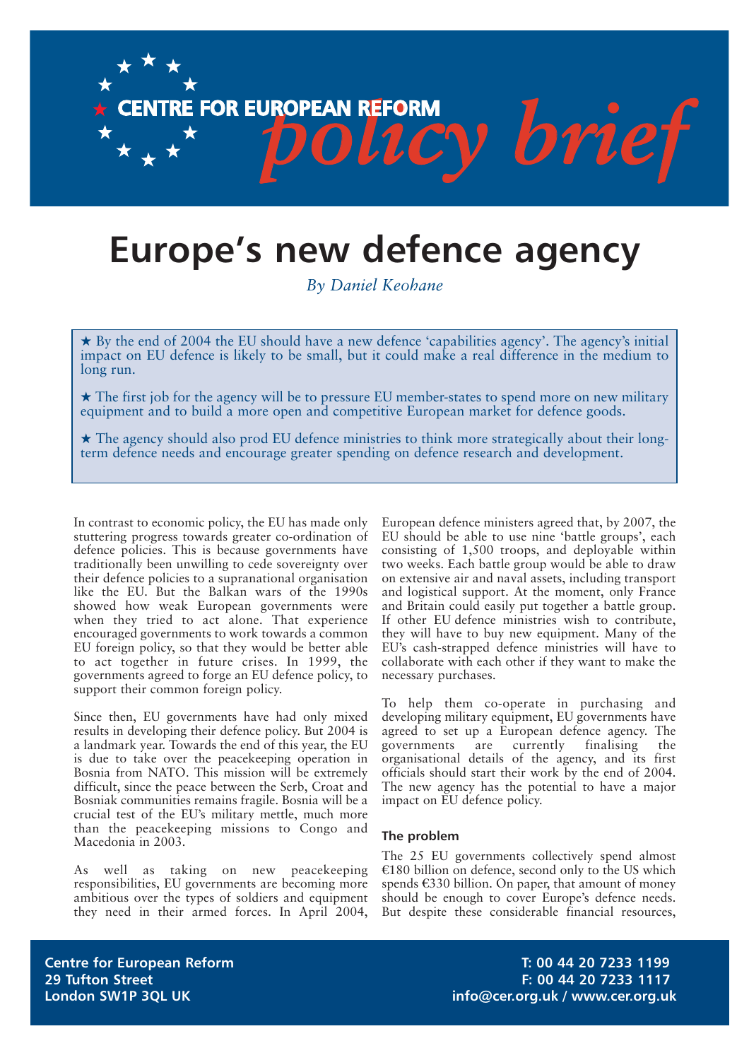CENTRE FOR EUROPEAN REFORM *policy brief*

# Europe's new defence agency

*By Daniel Keohane*

★ By the end of 2004 the EU should have a new defence 'capabilities agency'. The agency's initial impact on EU defence is likely to be small, but it could make a real difference in the medium to long run.

★ The first job for the agency will be to pressure EU member-states to spend more on new military equipment and to build a more open and competitive European market for defence goods.

★ The agency should also prod EU defence ministries to think more strategically about their long-term defence needs and encourage greater spending on defence research and development.

In contrast to economic policy, the EU has made only stuttering progress towards greater co-ordination of defence policies. This is because governments have traditionally been unwilling to cede sovereignty over their defence policies to a supranational organisation like the EU. But the Balkan wars of the 1990s showed how weak European governments were when they tried to act alone. That experience encouraged governments to work towards a common EU foreign policy, so that they would be better able to act together in future crises. In 1999, the governments agreed to forge an EU defence policy, to support their common foreign policy.

Since then, EU governments have had only mixed results in developing their defence policy. But 2004 is a landmark year. Towards the end of this year, the EU is due to take over the peacekeeping operation in Bosnia from NATO. This mission will be extremely difficult, since the peace between the Serb, Croat and Bosniak communities remains fragile. Bosnia will be a crucial test of the EU's military mettle, much more than the peacekeeping missions to Congo and Macedonia in 2003.

As well as taking on new peacekeeping responsibilities, EU governments are becoming more ambitious over the types of soldiers and equipment they need in their armed forces. In April 2004, European defence ministers agreed that, by 2007, the EU should be able to use nine 'battle groups', each consisting of 1,500 troops, and deployable within two weeks. Each battle group would be able to draw on extensive air and naval assets, including transport and logistical support. At the moment, only France and Britain could easily put together a battle group. If other EU defence ministries wish to contribute, they will have to buy new equipment. Many of the EU's cash-strapped defence ministries will have to collaborate with each other if they want to make the necessary purchases.

To help them co-operate in purchasing and developing military equipment, EU governments have agreed to set up a European defence agency. The governments are currently finalising the organisational details of the agency, and its first officials should start their work by the end of 2004. The new agency has the potential to have a major impact on EU defence policy.

### The problem

The 25 EU governments collectively spend almost €180 billion on defence, second only to the US which spends €330 billion. On paper, that amount of money should be enough to cover Europe's defence needs. But despite these considerable financial resources,

**Centre for European Reform**
**29 Tufton Street**
**London SW1P 3QL UK**

**T: 00 44 20 7233 1199**
**F: 00 44 20 7233 1117**
**info@cer.org.uk / www.cer.org.uk**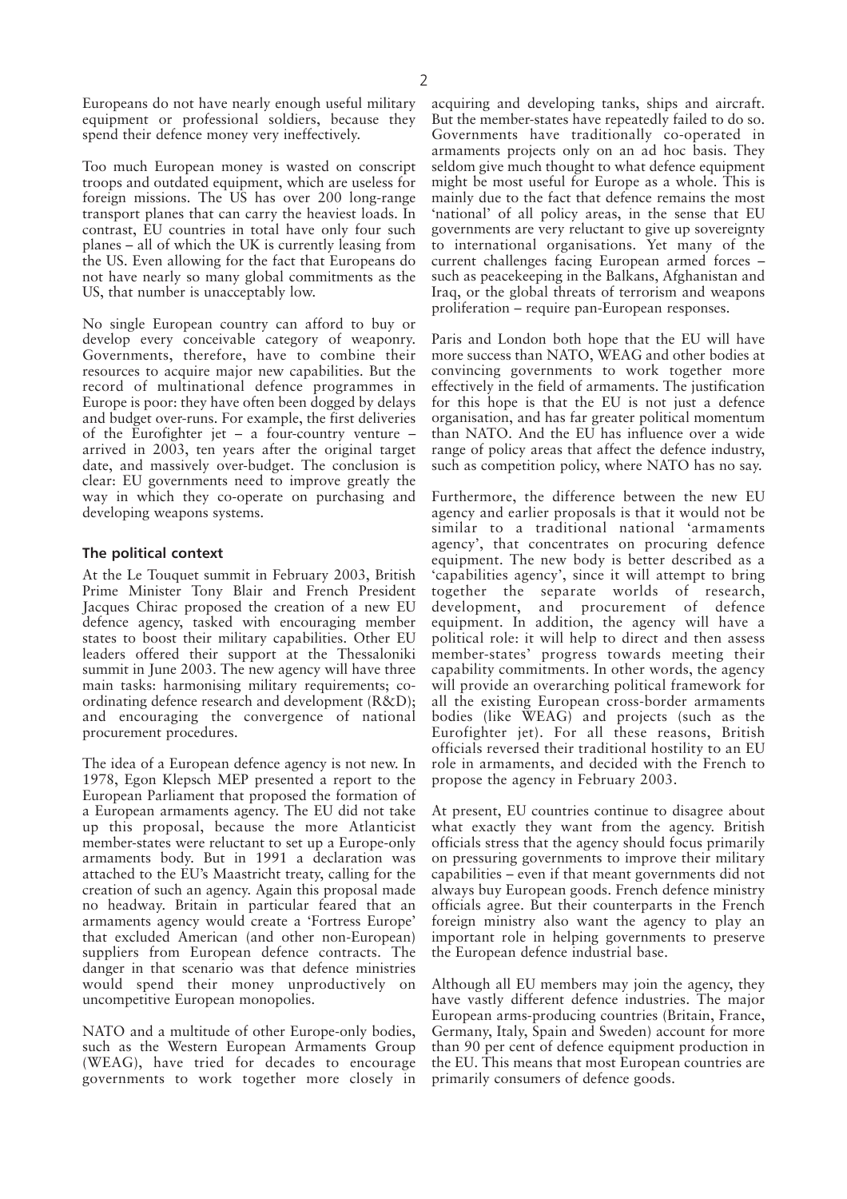Europeans do not have nearly enough useful military equipment or professional soldiers, because they spend their defence money very ineffectively.

Too much European money is wasted on conscript troops and outdated equipment, which are useless for foreign missions. The US has over 200 long-range transport planes that can carry the heaviest loads. In contrast, EU countries in total have only four such planes – all of which the UK is currently leasing from the US. Even allowing for the fact that Europeans do not have nearly so many global commitments as the US, that number is unacceptably low.

No single European country can afford to buy or develop every conceivable category of weaponry. Governments, therefore, have to combine their resources to acquire major new capabilities. But the record of multinational defence programmes in Europe is poor: they have often been dogged by delays and budget over-runs. For example, the first deliveries of the Eurofighter jet – a four-country venture – arrived in 2003, ten years after the original target date, and massively over-budget. The conclusion is clear: EU governments need to improve greatly the way in which they co-operate on purchasing and developing weapons systems.

## The political context

At the Le Touquet summit in February 2003, British Prime Minister Tony Blair and French President Jacques Chirac proposed the creation of a new EU defence agency, tasked with encouraging member states to boost their military capabilities. Other EU leaders offered their support at the Thessaloniki summit in June 2003. The new agency will have three main tasks: harmonising military requirements; co-ordinating defence research and development (R&D); and encouraging the convergence of national procurement procedures.

The idea of a European defence agency is not new. In 1978, Egon Klepsch MEP presented a report to the European Parliament that proposed the formation of a European armaments agency. The EU did not take up this proposal, because the more Atlanticist member-states were reluctant to set up a Europe-only armaments body. But in 1991 a declaration was attached to the EU's Maastricht treaty, calling for the creation of such an agency. Again this proposal made no headway. Britain in particular feared that an armaments agency would create a 'Fortress Europe' that excluded American (and other non-European) suppliers from European defence contracts. The danger in that scenario was that defence ministries would spend their money unproductively on uncompetitive European monopolies.

NATO and a multitude of other Europe-only bodies, such as the Western European Armaments Group (WEAG), have tried for decades to encourage governments to work together more closely in acquiring and developing tanks, ships and aircraft. But the member-states have repeatedly failed to do so. Governments have traditionally co-operated in armaments projects only on an ad hoc basis. They seldom give much thought to what defence equipment might be most useful for Europe as a whole. This is mainly due to the fact that defence remains the most 'national' of all policy areas, in the sense that EU governments are very reluctant to give up sovereignty to international organisations. Yet many of the current challenges facing European armed forces – such as peacekeeping in the Balkans, Afghanistan and Iraq, or the global threats of terrorism and weapons proliferation – require pan-European responses.

Paris and London both hope that the EU will have more success than NATO, WEAG and other bodies at convincing governments to work together more effectively in the field of armaments. The justification for this hope is that the EU is not just a defence organisation, and has far greater political momentum than NATO. And the EU has influence over a wide range of policy areas that affect the defence industry, such as competition policy, where NATO has no say.

Furthermore, the difference between the new EU agency and earlier proposals is that it would not be similar to a traditional national 'armaments agency', that concentrates on procuring defence equipment. The new body is better described as a 'capabilities agency', since it will attempt to bring together the separate worlds of research, development, and procurement of defence equipment. In addition, the agency will have a political role: it will help to direct and then assess member-states' progress towards meeting their capability commitments. In other words, the agency will provide an overarching political framework for all the existing European cross-border armaments bodies (like WEAG) and projects (such as the Eurofighter jet). For all these reasons, British officials reversed their traditional hostility to an EU role in armaments, and decided with the French to propose the agency in February 2003.

At present, EU countries continue to disagree about what exactly they want from the agency. British officials stress that the agency should focus primarily on pressuring governments to improve their military capabilities – even if that meant governments did not always buy European goods. French defence ministry officials agree. But their counterparts in the French foreign ministry also want the agency to play an important role in helping governments to preserve the European defence industrial base.

Although all EU members may join the agency, they have vastly different defence industries. The major European arms-producing countries (Britain, France, Germany, Italy, Spain and Sweden) account for more than 90 per cent of defence equipment production in the EU. This means that most European countries are primarily consumers of defence goods.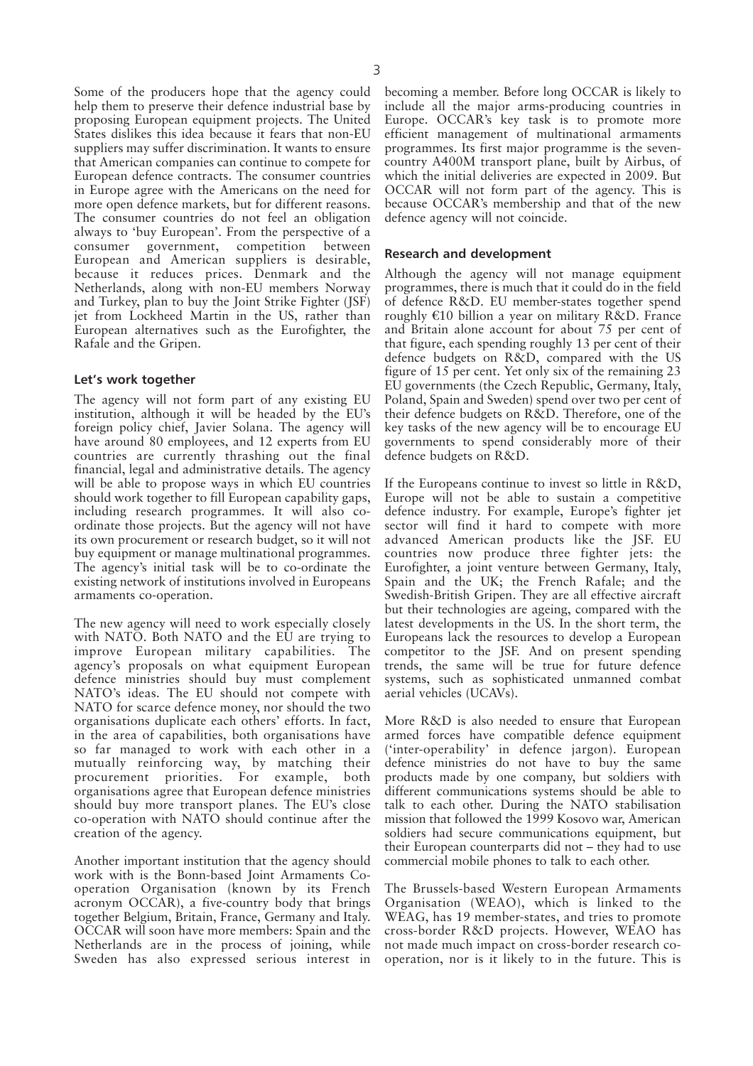Some of the producers hope that the agency could help them to preserve their defence industrial base by proposing European equipment projects. The United States dislikes this idea because it fears that non-EU suppliers may suffer discrimination. It wants to ensure that American companies can continue to compete for European defence contracts. The consumer countries in Europe agree with the Americans on the need for more open defence markets, but for different reasons. The consumer countries do not feel an obligation always to 'buy European'. From the perspective of a consumer government, competition between European and American suppliers is desirable, because it reduces prices. Denmark and the Netherlands, along with non-EU members Norway and Turkey, plan to buy the Joint Strike Fighter (JSF) jet from Lockheed Martin in the US, rather than European alternatives such as the Eurofighter, the Rafale and the Gripen.

#### Let's work together

The agency will not form part of any existing EU institution, although it will be headed by the EU's foreign policy chief, Javier Solana. The agency will have around 80 employees, and 12 experts from EU countries are currently thrashing out the final financial, legal and administrative details. The agency will be able to propose ways in which EU countries should work together to fill European capability gaps, including research programmes. It will also co-ordinate those projects. But the agency will not have its own procurement or research budget, so it will not buy equipment or manage multinational programmes. The agency's initial task will be to co-ordinate the existing network of institutions involved in Europeans armaments co-operation.

The new agency will need to work especially closely with NATO. Both NATO and the EU are trying to improve European military capabilities. The agency's proposals on what equipment European defence ministries should buy must complement NATO's ideas. The EU should not compete with NATO for scarce defence money, nor should the two organisations duplicate each others' efforts. In fact, in the area of capabilities, both organisations have so far managed to work with each other in a mutually reinforcing way, by matching their procurement priorities. For example, both organisations agree that European defence ministries should buy more transport planes. The EU's close co-operation with NATO should continue after the creation of the agency.

Another important institution that the agency should work with is the Bonn-based Joint Armaments Co-operation Organisation (known by its French acronym OCCAR), a five-country body that brings together Belgium, Britain, France, Germany and Italy. OCCAR will soon have more members: Spain and the Netherlands are in the process of joining, while Sweden has also expressed serious interest in becoming a member. Before long OCCAR is likely to include all the major arms-producing countries in Europe. OCCAR's key task is to promote more efficient management of multinational armaments programmes. Its first major programme is the seven-country A400M transport plane, built by Airbus, of which the initial deliveries are expected in 2009. But OCCAR will not form part of the agency. This is because OCCAR's membership and that of the new defence agency will not coincide.

#### Research and development

Although the agency will not manage equipment programmes, there is much that it could do in the field of defence R&D. EU member-states together spend roughly €10 billion a year on military R&D. France and Britain alone account for about 75 per cent of that figure, each spending roughly 13 per cent of their defence budgets on R&D, compared with the US figure of 15 per cent. Yet only six of the remaining 23 EU governments (the Czech Republic, Germany, Italy, Poland, Spain and Sweden) spend over two per cent of their defence budgets on R&D. Therefore, one of the key tasks of the new agency will be to encourage EU governments to spend considerably more of their defence budgets on R&D.

If the Europeans continue to invest so little in R&D, Europe will not be able to sustain a competitive defence industry. For example, Europe's fighter jet sector will find it hard to compete with more advanced American products like the JSF. EU countries now produce three fighter jets: the Eurofighter, a joint venture between Germany, Italy, Spain and the UK; the French Rafale; and the Swedish-British Gripen. They are all effective aircraft but their technologies are ageing, compared with the latest developments in the US. In the short term, the Europeans lack the resources to develop a European competitor to the JSF. And on present spending trends, the same will be true for future defence systems, such as sophisticated unmanned combat aerial vehicles (UCAVs).

More R&D is also needed to ensure that European armed forces have compatible defence equipment ('inter-operability' in defence jargon). European defence ministries do not have to buy the same products made by one company, but soldiers with different communications systems should be able to talk to each other. During the NATO stabilisation mission that followed the 1999 Kosovo war, American soldiers had secure communications equipment, but their European counterparts did not – they had to use commercial mobile phones to talk to each other.

The Brussels-based Western European Armaments Organisation (WEAO), which is linked to the WEAG, has 19 member-states, and tries to promote cross-border R&D projects. However, WEAO has not made much impact on cross-border research co-operation, nor is it likely to in the future. This is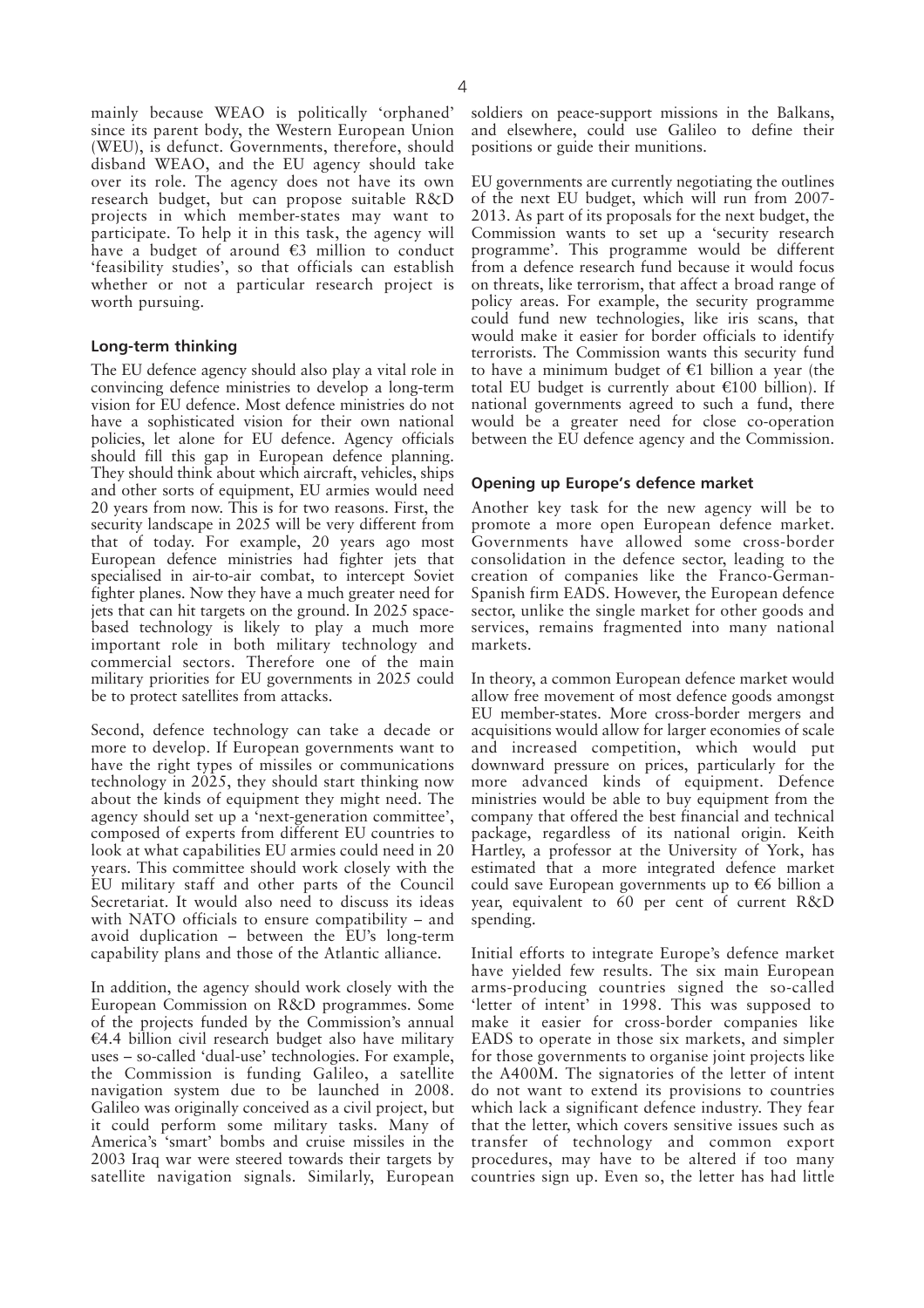mainly because WEAO is politically 'orphaned' since its parent body, the Western European Union (WEU), is defunct. Governments, therefore, should disband WEAO, and the EU agency should take over its role. The agency does not have its own research budget, but can propose suitable R&D projects in which member-states may want to participate. To help it in this task, the agency will have a budget of around €3 million to conduct 'feasibility studies', so that officials can establish whether or not a particular research project is worth pursuing.

### Long-term thinking

The EU defence agency should also play a vital role in convincing defence ministries to develop a long-term vision for EU defence. Most defence ministries do not have a sophisticated vision for their own national policies, let alone for EU defence. Agency officials should fill this gap in European defence planning. They should think about which aircraft, vehicles, ships and other sorts of equipment, EU armies would need 20 years from now. This is for two reasons. First, the security landscape in 2025 will be very different from that of today. For example, 20 years ago most European defence ministries had fighter jets that specialised in air-to-air combat, to intercept Soviet fighter planes. Now they have a much greater need for jets that can hit targets on the ground. In 2025 space-based technology is likely to play a much more important role in both military technology and commercial sectors. Therefore one of the main military priorities for EU governments in 2025 could be to protect satellites from attacks.

Second, defence technology can take a decade or more to develop. If European governments want to have the right types of missiles or communications technology in 2025, they should start thinking now about the kinds of equipment they might need. The agency should set up a 'next-generation committee', composed of experts from different EU countries to look at what capabilities EU armies could need in 20 years. This committee should work closely with the EU military staff and other parts of the Council Secretariat. It would also need to discuss its ideas with NATO officials to ensure compatibility – and avoid duplication – between the EU's long-term capability plans and those of the Atlantic alliance.

In addition, the agency should work closely with the European Commission on R&D programmes. Some of the projects funded by the Commission's annual €4.4 billion civil research budget also have military uses – so-called 'dual-use' technologies. For example, the Commission is funding Galileo, a satellite navigation system due to be launched in 2008. Galileo was originally conceived as a civil project, but it could perform some military tasks. Many of America's 'smart' bombs and cruise missiles in the 2003 Iraq war were steered towards their targets by satellite navigation signals. Similarly, European soldiers on peace-support missions in the Balkans, and elsewhere, could use Galileo to define their positions or guide their munitions.

EU governments are currently negotiating the outlines of the next EU budget, which will run from 2007-2013. As part of its proposals for the next budget, the Commission wants to set up a 'security research programme'. This programme would be different from a defence research fund because it would focus on threats, like terrorism, that affect a broad range of policy areas. For example, the security programme could fund new technologies, like iris scans, that would make it easier for border officials to identify terrorists. The Commission wants this security fund to have a minimum budget of €1 billion a year (the total EU budget is currently about €100 billion). If national governments agreed to such a fund, there would be a greater need for close co-operation between the EU defence agency and the Commission.

### Opening up Europe's defence market

Another key task for the new agency will be to promote a more open European defence market. Governments have allowed some cross-border consolidation in the defence sector, leading to the creation of companies like the Franco-German-Spanish firm EADS. However, the European defence sector, unlike the single market for other goods and services, remains fragmented into many national markets.

In theory, a common European defence market would allow free movement of most defence goods amongst EU member-states. More cross-border mergers and acquisitions would allow for larger economies of scale and increased competition, which would put downward pressure on prices, particularly for the more advanced kinds of equipment. Defence ministries would be able to buy equipment from the company that offered the best financial and technical package, regardless of its national origin. Keith Hartley, a professor at the University of York, has estimated that a more integrated defence market could save European governments up to €6 billion a year, equivalent to 60 per cent of current R&D spending.

Initial efforts to integrate Europe's defence market have yielded few results. The six main European arms-producing countries signed the so-called 'letter of intent' in 1998. This was supposed to make it easier for cross-border companies like EADS to operate in those six markets, and simpler for those governments to organise joint projects like the A400M. The signatories of the letter of intent do not want to extend its provisions to countries which lack a significant defence industry. They fear that the letter, which covers sensitive issues such as transfer of technology and common export procedures, may have to be altered if too many countries sign up. Even so, the letter has had little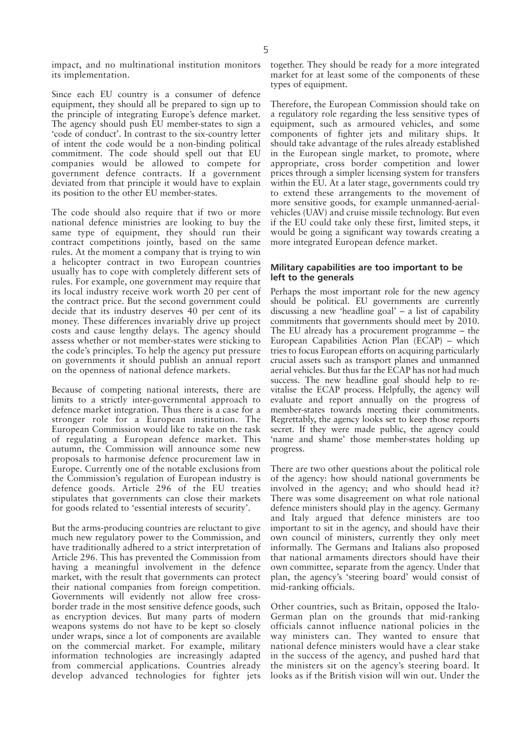impact, and no multinational institution monitors its implementation.

Since each EU country is a consumer of defence equipment, they should all be prepared to sign up to the principle of integrating Europe's defence market. The agency should push EU member-states to sign a 'code of conduct'. In contrast to the six-country letter of intent the code would be a non-binding political commitment. The code should spell out that EU companies would be allowed to compete for government defence contracts. If a government deviated from that principle it would have to explain its position to the other EU member-states.

The code should also require that if two or more national defence ministries are looking to buy the same type of equipment, they should run their contract competitions jointly, based on the same rules. At the moment a company that is trying to win a helicopter contract in two European countries usually has to cope with completely different sets of rules. For example, one government may require that its local industry receive work worth 20 per cent of the contract price. But the second government could decide that its industry deserves 40 per cent of its money. These differences invariably drive up project costs and cause lengthy delays. The agency should assess whether or not member-states were sticking to the code's principles. To help the agency put pressure on governments it should publish an annual report on the openness of national defence markets.

Because of competing national interests, there are limits to a strictly inter-governmental approach to defence market integration. Thus there is a case for a stronger role for a European institution. The European Commission would like to take on the task of regulating a European defence market. This autumn, the Commission will announce some new proposals to harmonise defence procurement law in Europe. Currently one of the notable exclusions from the Commission's regulation of European industry is defence goods. Article 296 of the EU treaties stipulates that governments can close their markets for goods related to 'essential interests of security'.

But the arms-producing countries are reluctant to give much new regulatory power to the Commission, and have traditionally adhered to a strict interpretation of Article 296. This has prevented the Commission from having a meaningful involvement in the defence market, with the result that governments can protect their national companies from foreign competition. Governments will evidently not allow free cross-border trade in the most sensitive defence goods, such as encryption devices. But many parts of modern weapons systems do not have to be kept so closely under wraps, since a lot of components are available on the commercial market. For example, military information technologies are increasingly adapted from commercial applications. Countries already develop advanced technologies for fighter jets together. They should be ready for a more integrated market for at least some of the components of these types of equipment.

Therefore, the European Commission should take on a regulatory role regarding the less sensitive types of equipment, such as armoured vehicles, and some components of fighter jets and military ships. It should take advantage of the rules already established in the European single market, to promote, where appropriate, cross border competition and lower prices through a simpler licensing system for transfers within the EU. At a later stage, governments could try to extend these arrangements to the movement of more sensitive goods, for example unmanned-aerial-vehicles (UAV) and cruise missile technology. But even if the EU could take only these first, limited steps, it would be going a significant way towards creating a more integrated European defence market.

### Military capabilities are too important to be left to the generals

Perhaps the most important role for the new agency should be political. EU governments are currently discussing a new 'headline goal' – a list of capability commitments that governments should meet by 2010. The EU already has a procurement programme – the European Capabilities Action Plan (ECAP) – which tries to focus European efforts on acquiring particularly crucial assets such as transport planes and unmanned aerial vehicles. But thus far the ECAP has not had much success. The new headline goal should help to re-vitalise the ECAP process. Helpfully, the agency will evaluate and report annually on the progress of member-states towards meeting their commitments. Regrettably, the agency looks set to keep those reports secret. If they were made public, the agency could 'name and shame' those member-states holding up progress.

There are two other questions about the political role of the agency: how should national governments be involved in the agency; and who should head it? There was some disagreement on what role national defence ministers should play in the agency. Germany and Italy argued that defence ministers are too important to sit in the agency, and should have their own council of ministers, currently they only meet informally. The Germans and Italians also proposed that national armaments directors should have their own committee, separate from the agency. Under that plan, the agency's 'steering board' would consist of mid-ranking officials.

Other countries, such as Britain, opposed the Italo-German plan on the grounds that mid-ranking officials cannot influence national policies in the way ministers can. They wanted to ensure that national defence ministers would have a clear stake in the success of the agency, and pushed hard that the ministers sit on the agency's steering board. It looks as if the British vision will win out. Under the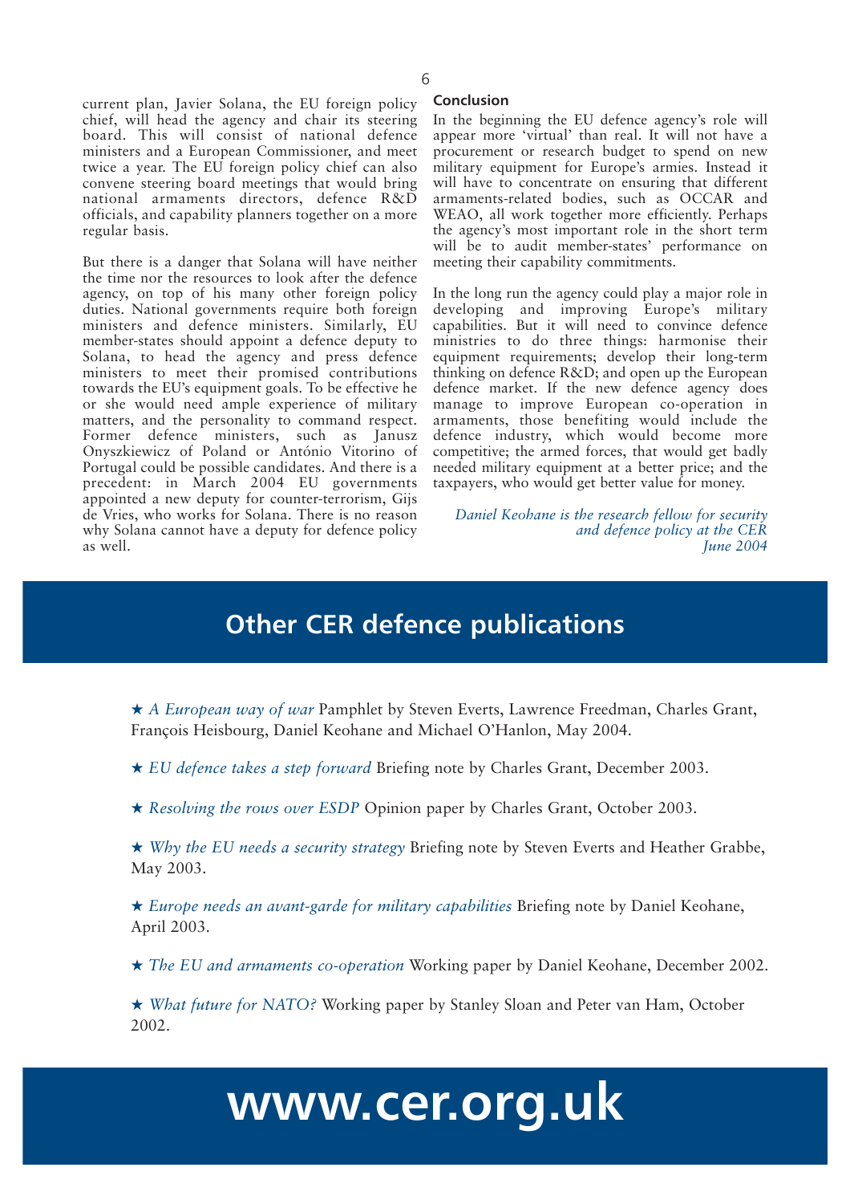current plan, Javier Solana, the EU foreign policy chief, will head the agency and chair its steering board. This will consist of national defence ministers and a European Commissioner, and meet twice a year. The EU foreign policy chief can also convene steering board meetings that would bring national armaments directors, defence R&D officials, and capability planners together on a more regular basis.

But there is a danger that Solana will have neither the time nor the resources to look after the defence agency, on top of his many other foreign policy duties. National governments require both foreign ministers and defence ministers. Similarly, EU member-states should appoint a defence deputy to Solana, to head the agency and press defence ministers to meet their promised contributions towards the EU's equipment goals. To be effective he or she would need ample experience of military matters, and the personality to command respect. Former defence ministers, such as Janusz Onyszkiewicz of Poland or António Vitorino of Portugal could be possible candidates. And there is a precedent: in March 2004 EU governments appointed a new deputy for counter-terrorism, Gijs de Vries, who works for Solana. There is no reason why Solana cannot have a deputy for defence policy as well.

## Conclusion

In the beginning the EU defence agency's role will appear more 'virtual' than real. It will not have a procurement or research budget to spend on new military equipment for Europe's armies. Instead it will have to concentrate on ensuring that different armaments-related bodies, such as OCCAR and WEAO, all work together more efficiently. Perhaps the agency's most important role in the short term will be to audit member-states' performance on meeting their capability commitments.

In the long run the agency could play a major role in developing and improving Europe's military capabilities. But it will need to convince defence ministries to do three things: harmonise their equipment requirements; develop their long-term thinking on defence R&D; and open up the European defence market. If the new defence agency does manage to improve European co-operation in armaments, those benefiting would include the defence industry, which would become more competitive; the armed forces, that would get badly needed military equipment at a better price; and the taxpayers, who would get better value for money.

*Daniel Keohane is the research fellow for security and defence policy at the CER*
*June 2004*

## Other CER defence publications

★ *A European way of war* Pamphlet by Steven Everts, Lawrence Freedman, Charles Grant, François Heisbourg, Daniel Keohane and Michael O'Hanlon, May 2004.

★ *EU defence takes a step forward* Briefing note by Charles Grant, December 2003.

★ *Resolving the rows over ESDP* Opinion paper by Charles Grant, October 2003.

★ *Why the EU needs a security strategy* Briefing note by Steven Everts and Heather Grabbe, May 2003.

★ *Europe needs an avant-garde for military capabilities* Briefing note by Daniel Keohane, April 2003.

★ *The EU and armaments co-operation* Working paper by Daniel Keohane, December 2002.

★ *What future for NATO?* Working paper by Stanley Sloan and Peter van Ham, October 2002.

# www.cer.org.uk